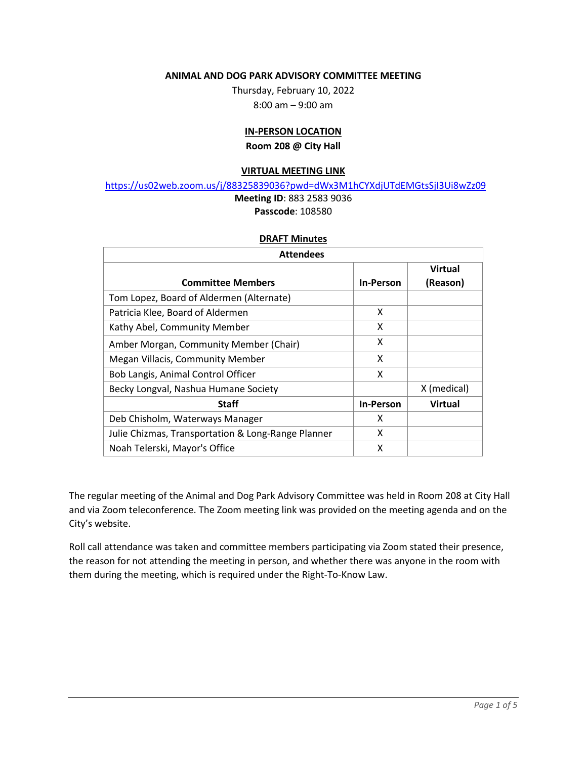**ANIMAL AND DOG PARK ADVISORY COMMITTEE MEETING**

Thursday, February 10, 2022

8:00 am – 9:00 am

**IN-PERSON LOCATION**

**Room 208 @ City Hall**

**VIRTUAL MEETING LINK**

https://us02web.zoom.us/j/88325839036?pwd=dWx3M1hCYXdjUTdEMGtsSjI3Ui8wZz09

**Meeting ID**: 883 2583 9036

**Passcode**: 108580

**DRAFT Minutes**

| Attendees | | |
|---|---|---|
| **Committee Members** | **In-Person** | **Virtual (Reason)** |
| Tom Lopez, Board of Aldermen (Alternate) | | |
| Patricia Klee, Board of Aldermen | X | |
| Kathy Abel, Community Member | X | |
| Amber Morgan, Community Member (Chair) | X | |
| Megan Villacis, Community Member | X | |
| Bob Langis, Animal Control Officer | X | |
| Becky Longval, Nashua Humane Society | | X (medical) |
| **Staff** | **In-Person** | **Virtual** |
| Deb Chisholm, Waterways Manager | X | |
| Julie Chizmas, Transportation & Long-Range Planner | X | |
| Noah Telerski, Mayor's Office | X | |

The regular meeting of the Animal and Dog Park Advisory Committee was held in Room 208 at City Hall and via Zoom teleconference. The Zoom meeting link was provided on the meeting agenda and on the City's website.

Roll call attendance was taken and committee members participating via Zoom stated their presence, the reason for not attending the meeting in person, and whether there was anyone in the room with them during the meeting, which is required under the Right-To-Know Law.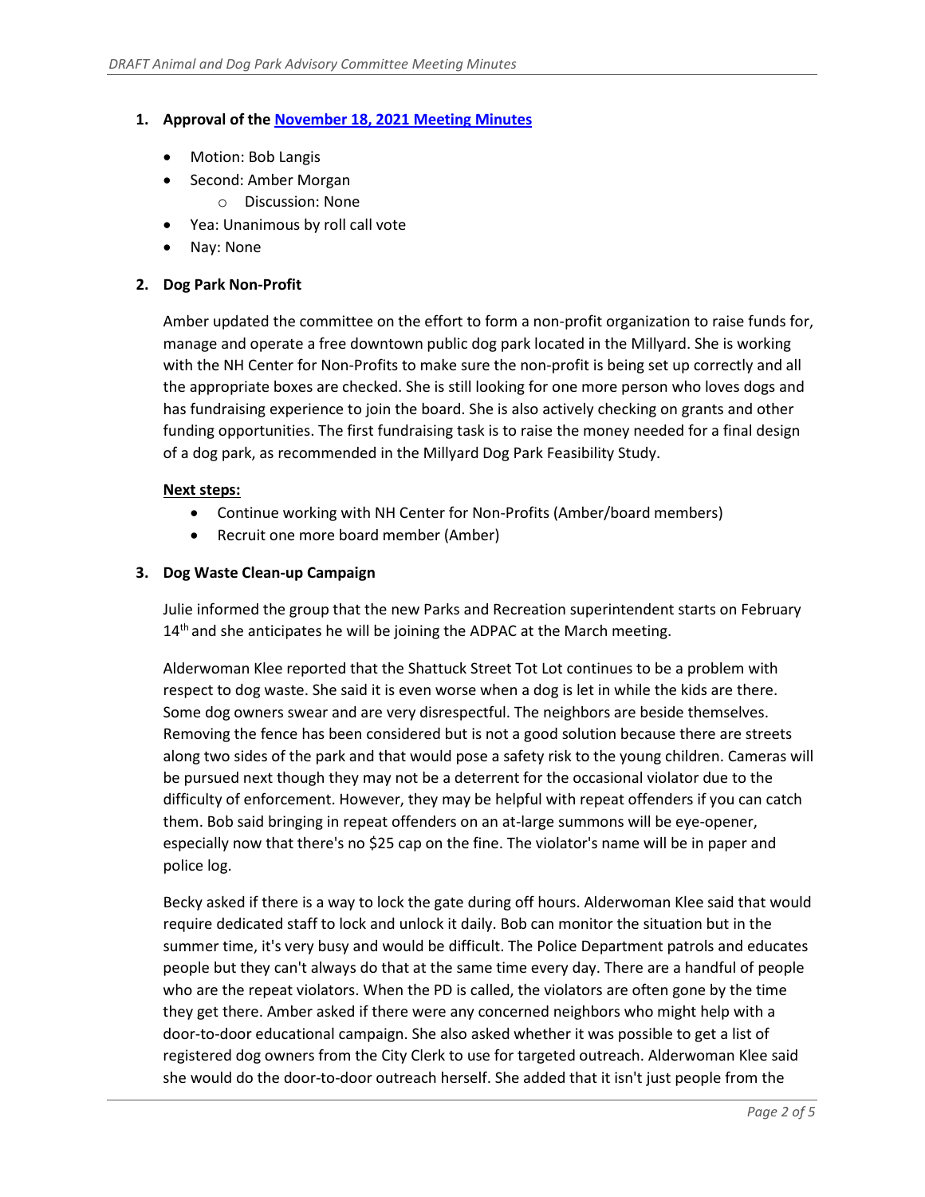## 1. Approval of the [November 18, 2021 Meeting Minutes]

- Motion: Bob Langis
- Second: Amber Morgan
  - Discussion: None
- Yea: Unanimous by roll call vote
- Nay: None

## 2. Dog Park Non-Profit

Amber updated the committee on the effort to form a non-profit organization to raise funds for, manage and operate a free downtown public dog park located in the Millyard. She is working with the NH Center for Non-Profits to make sure the non-profit is being set up correctly and all the appropriate boxes are checked. She is still looking for one more person who loves dogs and has fundraising experience to join the board. She is also actively checking on grants and other funding opportunities. The first fundraising task is to raise the money needed for a final design of a dog park, as recommended in the Millyard Dog Park Feasibility Study.

**Next steps:**

- Continue working with NH Center for Non-Profits (Amber/board members)
- Recruit one more board member (Amber)

## 3. Dog Waste Clean-up Campaign

Julie informed the group that the new Parks and Recreation superintendent starts on February 14th and she anticipates he will be joining the ADPAC at the March meeting.

Alderwoman Klee reported that the Shattuck Street Tot Lot continues to be a problem with respect to dog waste. She said it is even worse when a dog is let in while the kids are there. Some dog owners swear and are very disrespectful. The neighbors are beside themselves. Removing the fence has been considered but is not a good solution because there are streets along two sides of the park and that would pose a safety risk to the young children. Cameras will be pursued next though they may not be a deterrent for the occasional violator due to the difficulty of enforcement. However, they may be helpful with repeat offenders if you can catch them. Bob said bringing in repeat offenders on an at-large summons will be eye-opener, especially now that there's no $25 cap on the fine. The violator's name will be in paper and police log.

Becky asked if there is a way to lock the gate during off hours. Alderwoman Klee said that would require dedicated staff to lock and unlock it daily. Bob can monitor the situation but in the summer time, it's very busy and would be difficult. The Police Department patrols and educates people but they can't always do that at the same time every day. There are a handful of people who are the repeat violators. When the PD is called, the violators are often gone by the time they get there. Amber asked if there were any concerned neighbors who might help with a door-to-door educational campaign. She also asked whether it was possible to get a list of registered dog owners from the City Clerk to use for targeted outreach. Alderwoman Klee said she would do the door-to-door outreach herself. She added that it isn't just people from the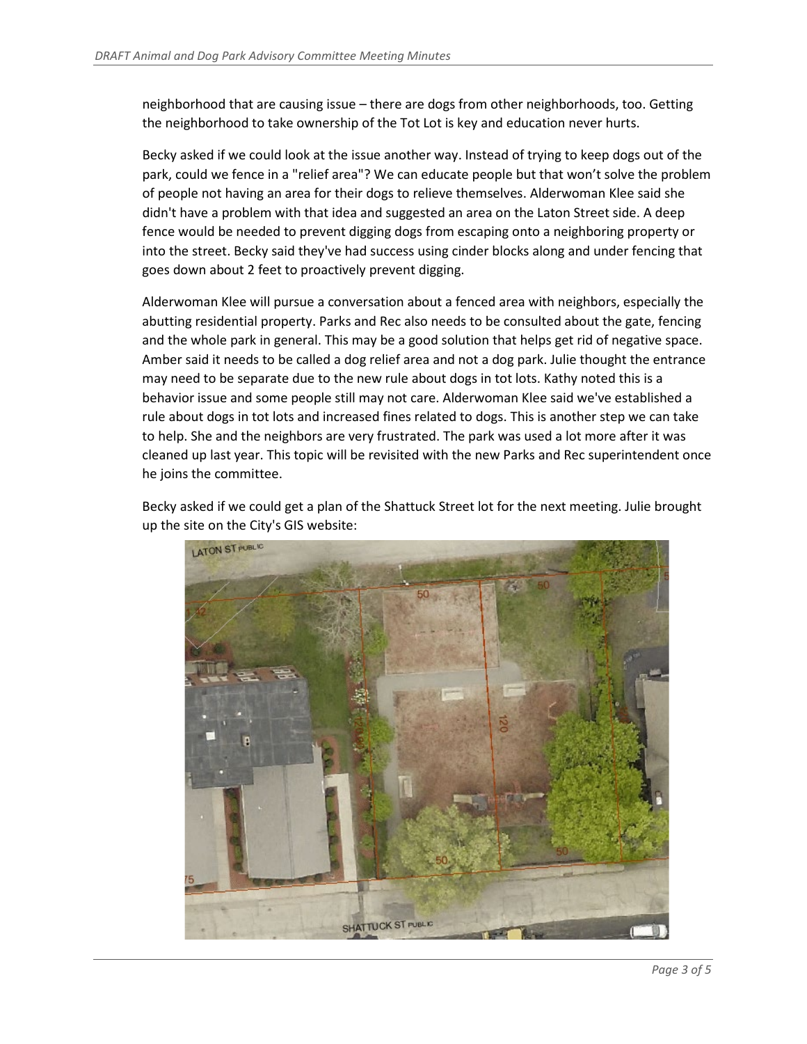neighborhood that are causing issue – there are dogs from other neighborhoods, too. Getting the neighborhood to take ownership of the Tot Lot is key and education never hurts.

Becky asked if we could look at the issue another way. Instead of trying to keep dogs out of the park, could we fence in a "relief area"? We can educate people but that won't solve the problem of people not having an area for their dogs to relieve themselves. Alderwoman Klee said she didn't have a problem with that idea and suggested an area on the Laton Street side. A deep fence would be needed to prevent digging dogs from escaping onto a neighboring property or into the street. Becky said they've had success using cinder blocks along and under fencing that goes down about 2 feet to proactively prevent digging.

Alderwoman Klee will pursue a conversation about a fenced area with neighbors, especially the abutting residential property. Parks and Rec also needs to be consulted about the gate, fencing and the whole park in general. This may be a good solution that helps get rid of negative space. Amber said it needs to be called a dog relief area and not a dog park. Julie thought the entrance may need to be separate due to the new rule about dogs in tot lots. Kathy noted this is a behavior issue and some people still may not care. Alderwoman Klee said we've established a rule about dogs in tot lots and increased fines related to dogs. This is another step we can take to help. She and the neighbors are very frustrated. The park was used a lot more after it was cleaned up last year. This topic will be revisited with the new Parks and Rec superintendent once he joins the committee.

Becky asked if we could get a plan of the Shattuck Street lot for the next meeting. Julie brought up the site on the City's GIS website: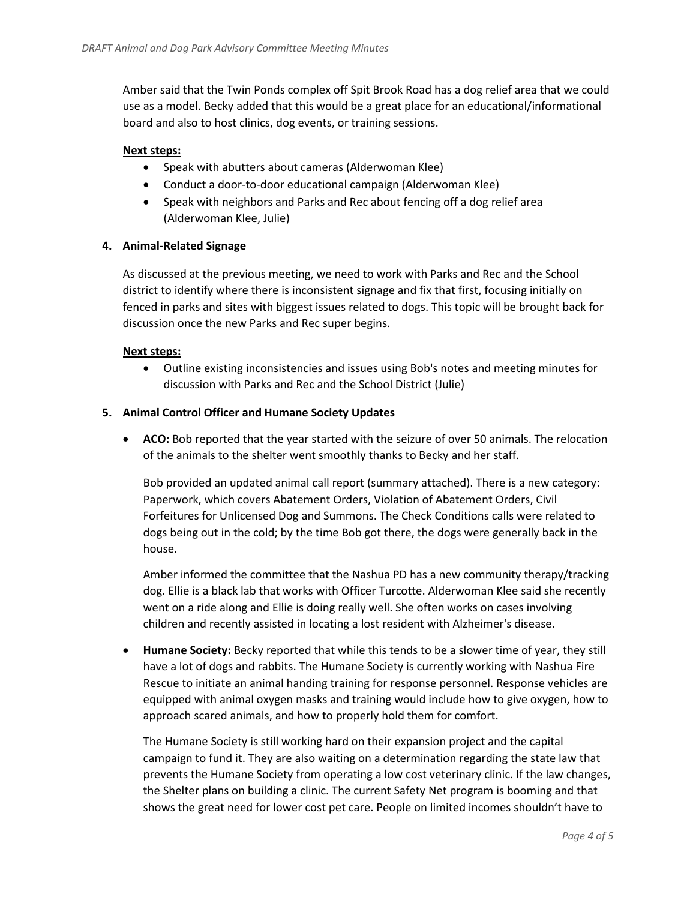Amber said that the Twin Ponds complex off Spit Brook Road has a dog relief area that we could use as a model. Becky added that this would be a great place for an educational/informational board and also to host clinics, dog events, or training sessions.

**Next steps:**

- Speak with abutters about cameras (Alderwoman Klee)
- Conduct a door-to-door educational campaign (Alderwoman Klee)
- Speak with neighbors and Parks and Rec about fencing off a dog relief area (Alderwoman Klee, Julie)

**4. Animal-Related Signage**

As discussed at the previous meeting, we need to work with Parks and Rec and the School district to identify where there is inconsistent signage and fix that first, focusing initially on fenced in parks and sites with biggest issues related to dogs. This topic will be brought back for discussion once the new Parks and Rec super begins.

**Next steps:**

- Outline existing inconsistencies and issues using Bob's notes and meeting minutes for discussion with Parks and Rec and the School District (Julie)

**5. Animal Control Officer and Humane Society Updates**

- **ACO:** Bob reported that the year started with the seizure of over 50 animals. The relocation of the animals to the shelter went smoothly thanks to Becky and her staff.

  Bob provided an updated animal call report (summary attached). There is a new category: Paperwork, which covers Abatement Orders, Violation of Abatement Orders, Civil Forfeitures for Unlicensed Dog and Summons. The Check Conditions calls were related to dogs being out in the cold; by the time Bob got there, the dogs were generally back in the house.

  Amber informed the committee that the Nashua PD has a new community therapy/tracking dog. Ellie is a black lab that works with Officer Turcotte. Alderwoman Klee said she recently went on a ride along and Ellie is doing really well. She often works on cases involving children and recently assisted in locating a lost resident with Alzheimer's disease.

- **Humane Society:** Becky reported that while this tends to be a slower time of year, they still have a lot of dogs and rabbits. The Humane Society is currently working with Nashua Fire Rescue to initiate an animal handing training for response personnel. Response vehicles are equipped with animal oxygen masks and training would include how to give oxygen, how to approach scared animals, and how to properly hold them for comfort.

  The Humane Society is still working hard on their expansion project and the capital campaign to fund it. They are also waiting on a determination regarding the state law that prevents the Humane Society from operating a low cost veterinary clinic. If the law changes, the Shelter plans on building a clinic. The current Safety Net program is booming and that shows the great need for lower cost pet care. People on limited incomes shouldn't have to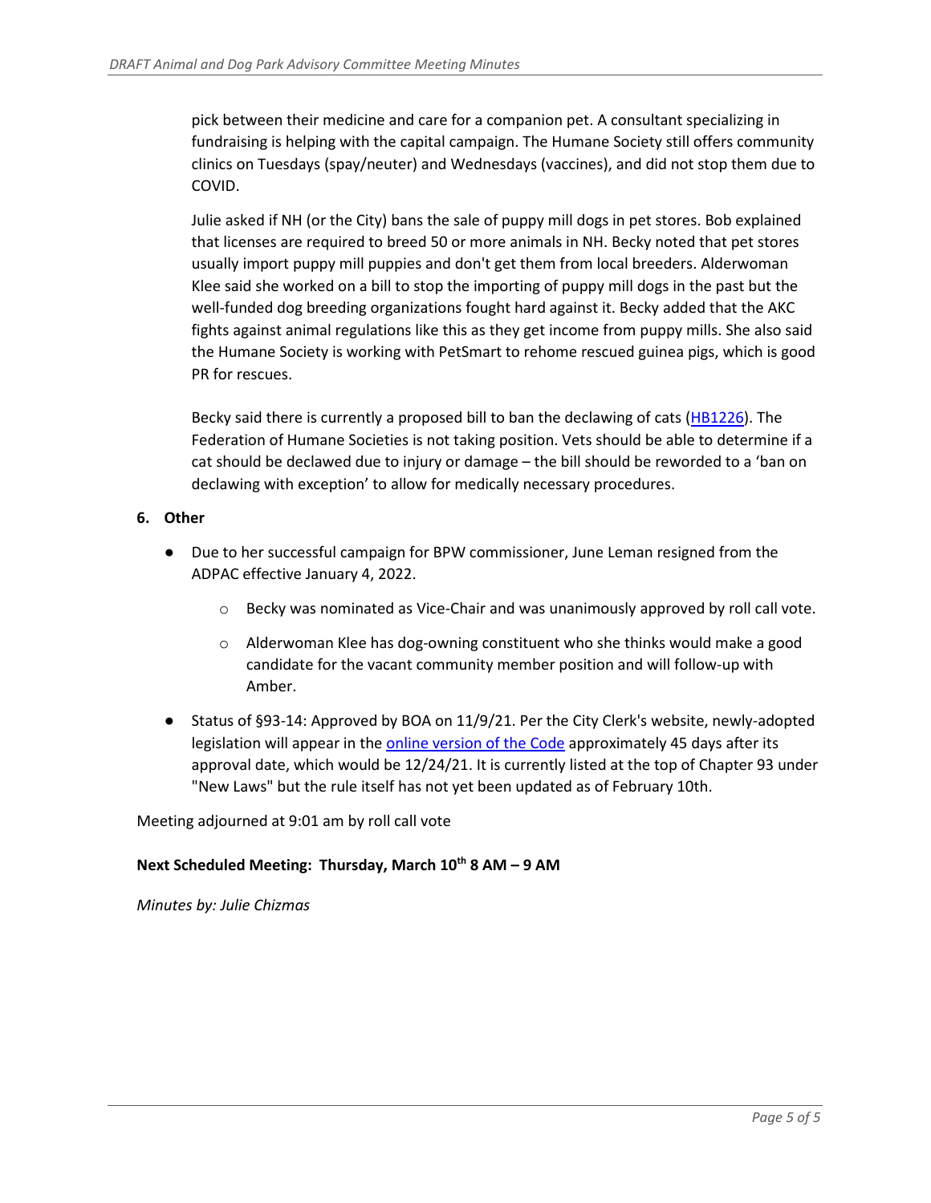pick between their medicine and care for a companion pet. A consultant specializing in fundraising is helping with the capital campaign. The Humane Society still offers community clinics on Tuesdays (spay/neuter) and Wednesdays (vaccines), and did not stop them due to COVID.

Julie asked if NH (or the City) bans the sale of puppy mill dogs in pet stores. Bob explained that licenses are required to breed 50 or more animals in NH. Becky noted that pet stores usually import puppy mill puppies and don't get them from local breeders. Alderwoman Klee said she worked on a bill to stop the importing of puppy mill dogs in the past but the well-funded dog breeding organizations fought hard against it. Becky added that the AKC fights against animal regulations like this as they get income from puppy mills. She also said the Humane Society is working with PetSmart to rehome rescued guinea pigs, which is good PR for rescues.

Becky said there is currently a proposed bill to ban the declawing of cats (HB1226). The Federation of Humane Societies is not taking position. Vets should be able to determine if a cat should be declawed due to injury or damage – the bill should be reworded to a 'ban on declawing with exception' to allow for medically necessary procedures.

**6. Other**

- Due to her successful campaign for BPW commissioner, June Leman resigned from the ADPAC effective January 4, 2022.
  - Becky was nominated as Vice-Chair and was unanimously approved by roll call vote.
  - Alderwoman Klee has dog-owning constituent who she thinks would make a good candidate for the vacant community member position and will follow-up with Amber.
- Status of §93-14: Approved by BOA on 11/9/21. Per the City Clerk's website, newly-adopted legislation will appear in the online version of the Code approximately 45 days after its approval date, which would be 12/24/21. It is currently listed at the top of Chapter 93 under "New Laws" but the rule itself has not yet been updated as of February 10th.

Meeting adjourned at 9:01 am by roll call vote

**Next Scheduled Meeting: Thursday, March 10th 8 AM – 9 AM**

*Minutes by: Julie Chizmas*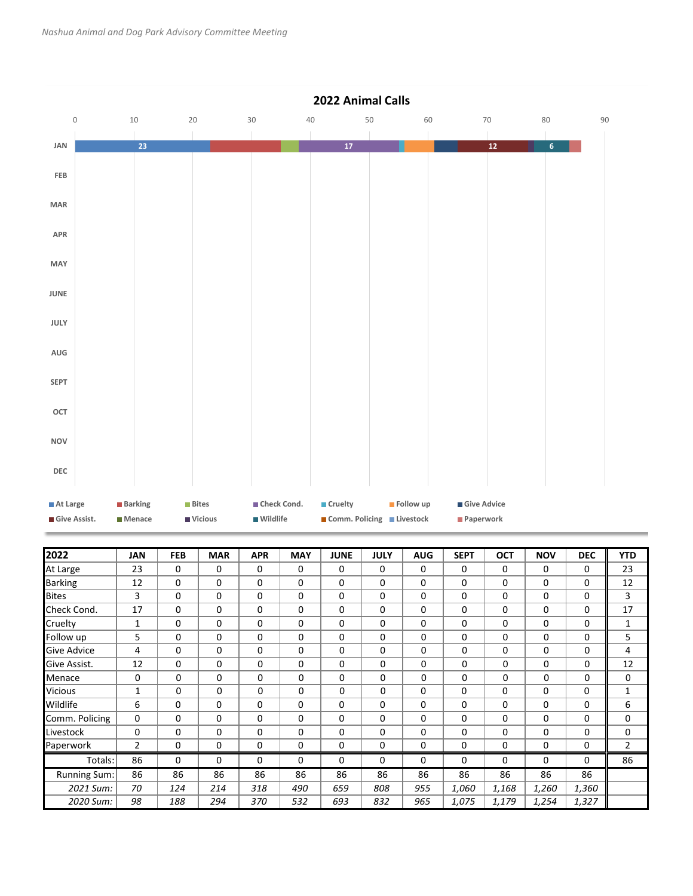## 2022 Animal Calls

| 2022 | JAN | FEB | MAR | APR | MAY | JUNE | JULY | AUG | SEPT | OCT | NOV | DEC | YTD |
|---|---|---|---|---|---|---|---|---|---|---|---|---|---|
| At Large | 23 | 0 | 0 | 0 | 0 | 0 | 0 | 0 | 0 | 0 | 0 | 0 | 23 |
| Barking | 12 | 0 | 0 | 0 | 0 | 0 | 0 | 0 | 0 | 0 | 0 | 0 | 12 |
| Bites | 3 | 0 | 0 | 0 | 0 | 0 | 0 | 0 | 0 | 0 | 0 | 0 | 3 |
| Check Cond. | 17 | 0 | 0 | 0 | 0 | 0 | 0 | 0 | 0 | 0 | 0 | 0 | 17 |
| Cruelty | 1 | 0 | 0 | 0 | 0 | 0 | 0 | 0 | 0 | 0 | 0 | 0 | 1 |
| Follow up | 5 | 0 | 0 | 0 | 0 | 0 | 0 | 0 | 0 | 0 | 0 | 0 | 5 |
| Give Advice | 4 | 0 | 0 | 0 | 0 | 0 | 0 | 0 | 0 | 0 | 0 | 0 | 4 |
| Give Assist. | 12 | 0 | 0 | 0 | 0 | 0 | 0 | 0 | 0 | 0 | 0 | 0 | 12 |
| Menace | 0 | 0 | 0 | 0 | 0 | 0 | 0 | 0 | 0 | 0 | 0 | 0 | 0 |
| Vicious | 1 | 0 | 0 | 0 | 0 | 0 | 0 | 0 | 0 | 0 | 0 | 0 | 1 |
| Wildlife | 6 | 0 | 0 | 0 | 0 | 0 | 0 | 0 | 0 | 0 | 0 | 0 | 6 |
| Comm. Policing | 0 | 0 | 0 | 0 | 0 | 0 | 0 | 0 | 0 | 0 | 0 | 0 | 0 |
| Livestock | 0 | 0 | 0 | 0 | 0 | 0 | 0 | 0 | 0 | 0 | 0 | 0 | 0 |
| Paperwork | 2 | 0 | 0 | 0 | 0 | 0 | 0 | 0 | 0 | 0 | 0 | 0 | 2 |
| Totals: | 86 | 0 | 0 | 0 | 0 | 0 | 0 | 0 | 0 | 0 | 0 | 0 | 86 |
| Running Sum: | 86 | 86 | 86 | 86 | 86 | 86 | 86 | 86 | 86 | 86 | 86 | 86 | |
| *2021 Sum:* | *70* | *124* | *214* | *318* | *490* | *659* | *808* | *955* | *1,060* | *1,168* | *1,260* | *1,360* | |
| *2020 Sum:* | *98* | *188* | *294* | *370* | *532* | *693* | *832* | *965* | *1,075* | *1,179* | *1,254* | *1,327* | |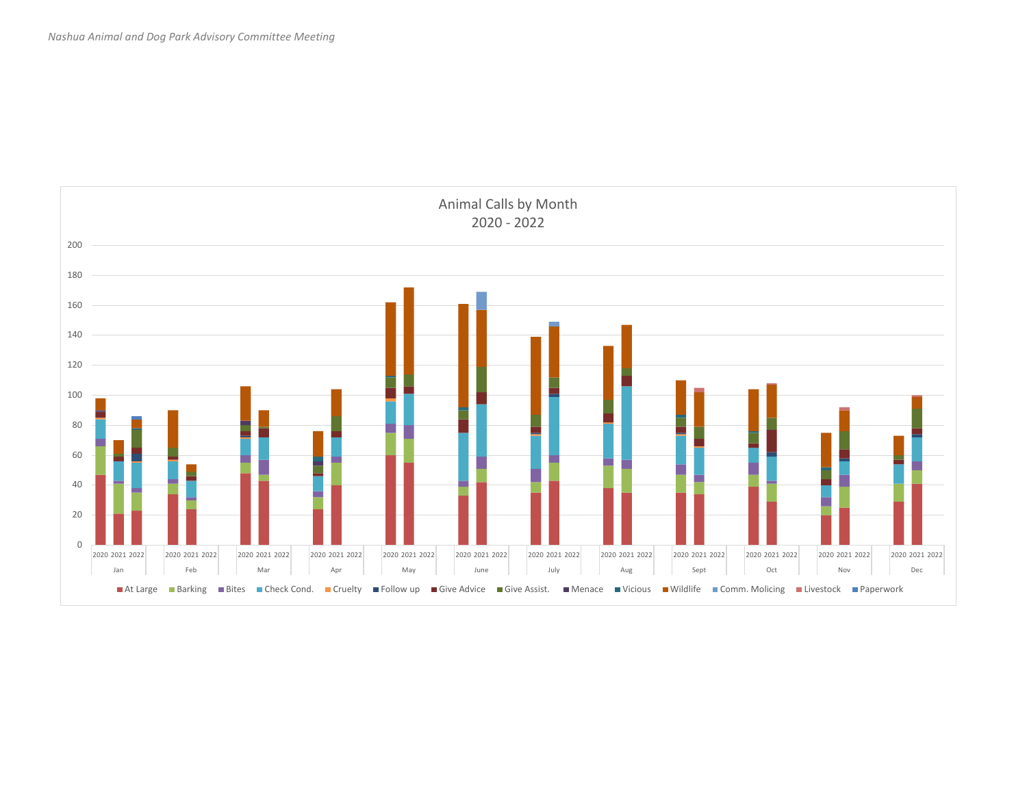*Nashua Animal and Dog Park Advisory Committee Meeting*

Animal Calls by Month
2020 - 2022

200
180
160
140
120
100
80
60
40
20
0

2020 2021 2022 Jan
2020 2021 2022 Feb
2020 2021 2022 Mar
2020 2021 2022 Apr
2020 2021 2022 May
2020 2021 2022 June
2020 2021 2022 July
2020 2021 2022 Aug
2020 2021 2022 Sept
2020 2021 2022 Oct
2020 2021 2022 Nov
2020 2021 2022 Dec

At Large, Barking, Bites, Check Cond., Cruelty, Follow up, Give Advice, Give Assist., Menace, Vicious, Wildlife, Comm. Molicing, Livestock, Paperwork